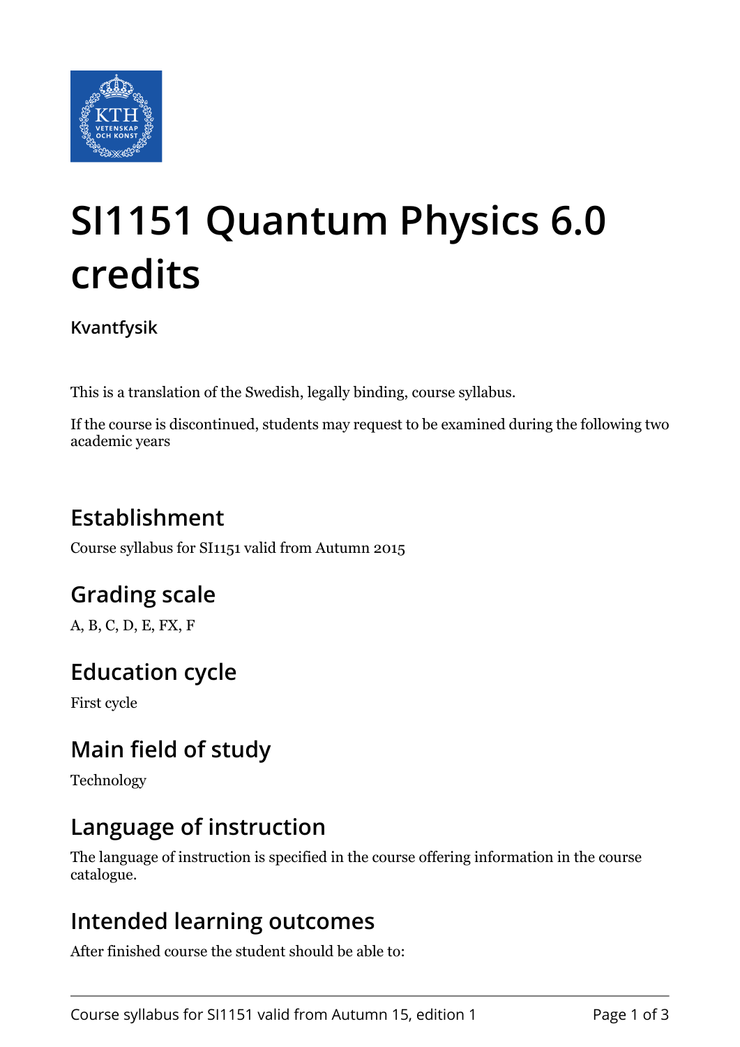# SI1151 Quantum Physics 6.0 credits

**Kvantfysik**

This is a translation of the Swedish, legally binding, course syllabus.

If the course is discontinued, students may request to be examined during the following two academic years

## Establishment

Course syllabus for SI1151 valid from Autumn 2015

## Grading scale

A, B, C, D, E, FX, F

## Education cycle

First cycle

## Main field of study

Technology

## Language of instruction

The language of instruction is specified in the course offering information in the course catalogue.

## Intended learning outcomes

After finished course the student should be able to: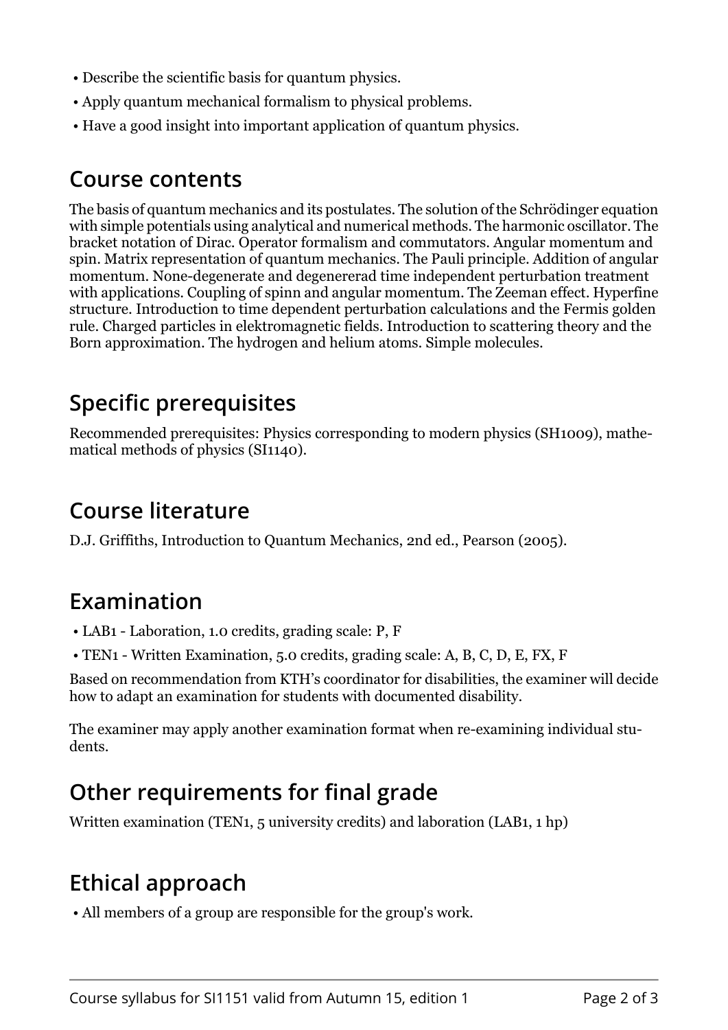- Describe the scientific basis for quantum physics.
- Apply quantum mechanical formalism to physical problems.
- Have a good insight into important application of quantum physics.

## Course contents

The basis of quantum mechanics and its postulates. The solution of the Schrödinger equation with simple potentials using analytical and numerical methods. The harmonic oscillator. The bracket notation of Dirac. Operator formalism and commutators. Angular momentum and spin. Matrix representation of quantum mechanics. The Pauli principle. Addition of angular momentum. None-degenerate and degenererad time independent perturbation treatment with applications. Coupling of spinn and angular momentum. The Zeeman effect. Hyperfine structure. Introduction to time dependent perturbation calculations and the Fermis golden rule. Charged particles in elektromagnetic fields. Introduction to scattering theory and the Born approximation. The hydrogen and helium atoms. Simple molecules.

## Specific prerequisites

Recommended prerequisites: Physics corresponding to modern physics (SH1009), mathematical methods of physics (SI1140).

## Course literature

D.J. Griffiths, Introduction to Quantum Mechanics, 2nd ed., Pearson (2005).

## Examination

- LAB1 - Laboration, 1.0 credits, grading scale: P, F
- TEN1 - Written Examination, 5.0 credits, grading scale: A, B, C, D, E, FX, F

Based on recommendation from KTH's coordinator for disabilities, the examiner will decide how to adapt an examination for students with documented disability.

The examiner may apply another examination format when re-examining individual students.

## Other requirements for final grade

Written examination (TEN1, 5 university credits) and laboration (LAB1, 1 hp)

## Ethical approach

- All members of a group are responsible for the group's work.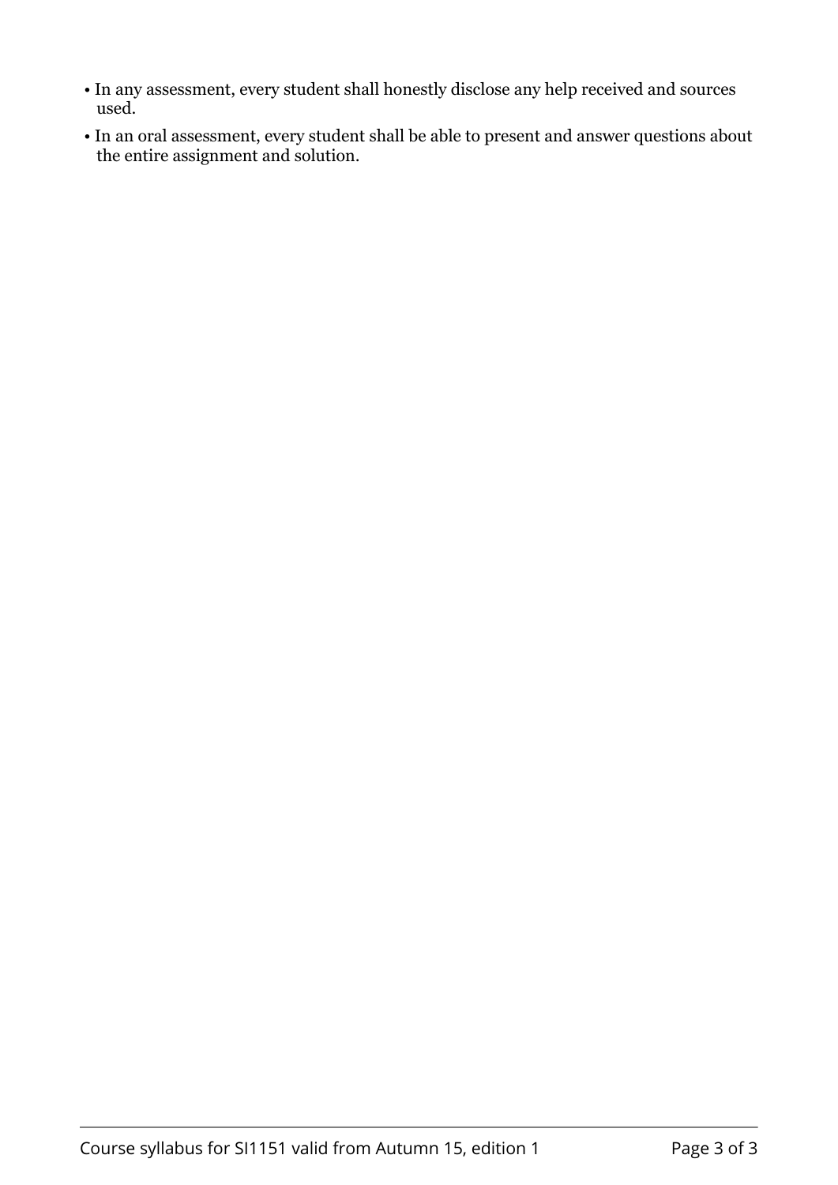- In any assessment, every student shall honestly disclose any help received and sources used.
- In an oral assessment, every student shall be able to present and answer questions about the entire assignment and solution.